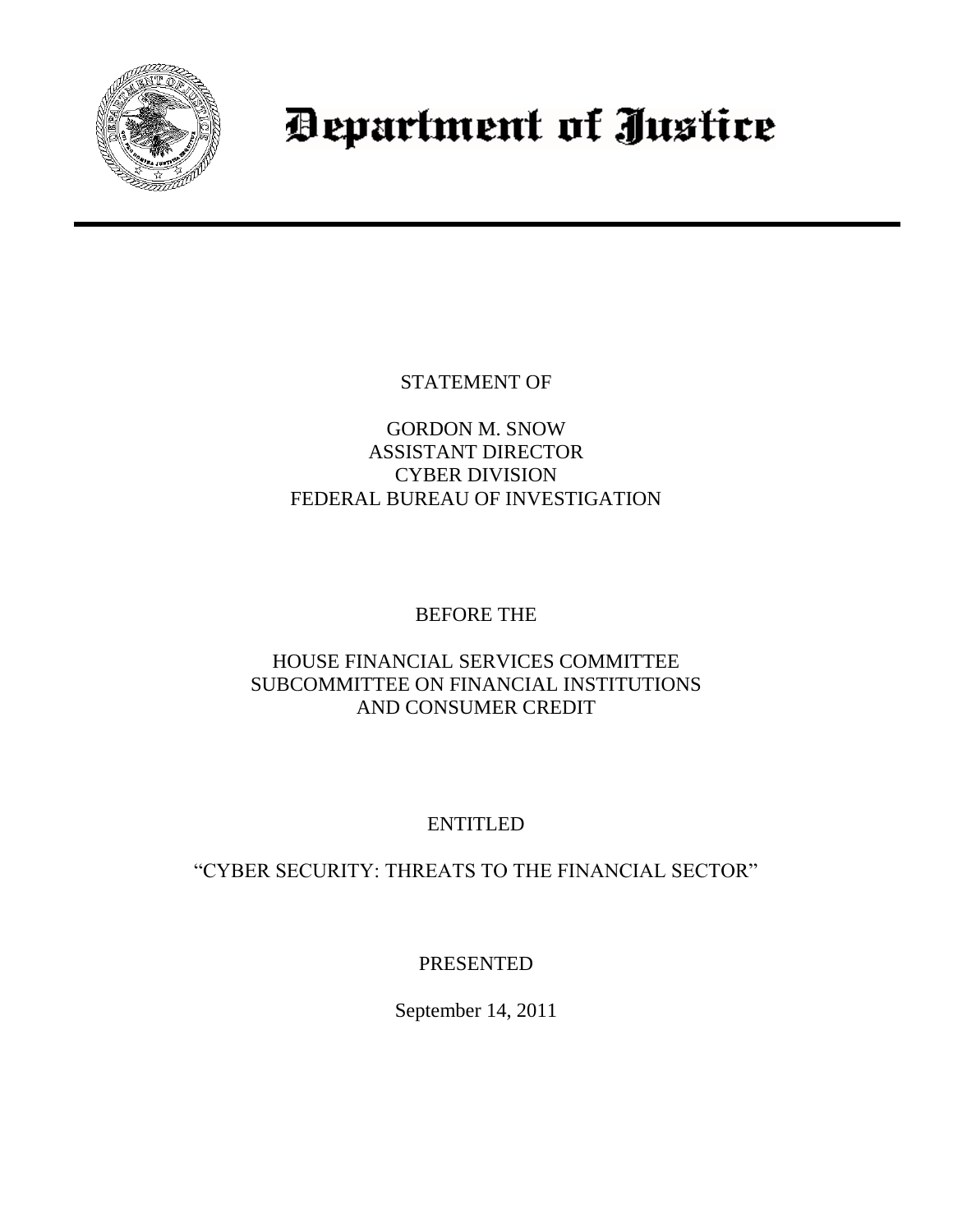# Department of Justice

STATEMENT OF

GORDON M. SNOW
ASSISTANT DIRECTOR
CYBER DIVISION
FEDERAL BUREAU OF INVESTIGATION

BEFORE THE

HOUSE FINANCIAL SERVICES COMMITTEE
SUBCOMMITTEE ON FINANCIAL INSTITUTIONS
AND CONSUMER CREDIT

ENTITLED

"CYBER SECURITY: THREATS TO THE FINANCIAL SECTOR"

PRESENTED

September 14, 2011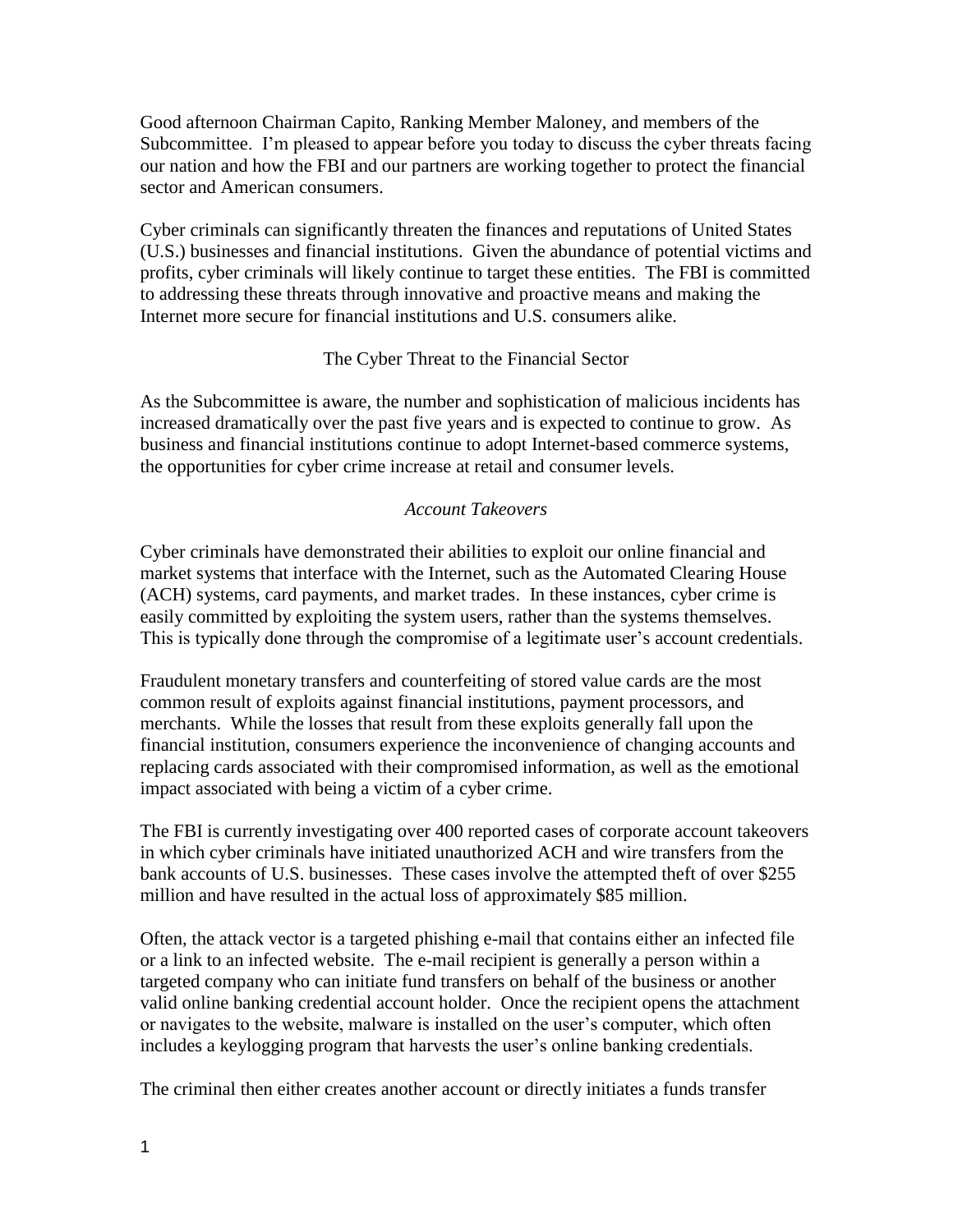Good afternoon Chairman Capito, Ranking Member Maloney, and members of the Subcommittee. I'm pleased to appear before you today to discuss the cyber threats facing our nation and how the FBI and our partners are working together to protect the financial sector and American consumers.

Cyber criminals can significantly threaten the finances and reputations of United States (U.S.) businesses and financial institutions. Given the abundance of potential victims and profits, cyber criminals will likely continue to target these entities. The FBI is committed to addressing these threats through innovative and proactive means and making the Internet more secure for financial institutions and U.S. consumers alike.

## The Cyber Threat to the Financial Sector

As the Subcommittee is aware, the number and sophistication of malicious incidents has increased dramatically over the past five years and is expected to continue to grow. As business and financial institutions continue to adopt Internet-based commerce systems, the opportunities for cyber crime increase at retail and consumer levels.

### *Account Takeovers*

Cyber criminals have demonstrated their abilities to exploit our online financial and market systems that interface with the Internet, such as the Automated Clearing House (ACH) systems, card payments, and market trades. In these instances, cyber crime is easily committed by exploiting the system users, rather than the systems themselves. This is typically done through the compromise of a legitimate user's account credentials.

Fraudulent monetary transfers and counterfeiting of stored value cards are the most common result of exploits against financial institutions, payment processors, and merchants. While the losses that result from these exploits generally fall upon the financial institution, consumers experience the inconvenience of changing accounts and replacing cards associated with their compromised information, as well as the emotional impact associated with being a victim of a cyber crime.

The FBI is currently investigating over 400 reported cases of corporate account takeovers in which cyber criminals have initiated unauthorized ACH and wire transfers from the bank accounts of U.S. businesses. These cases involve the attempted theft of over $255 million and have resulted in the actual loss of approximately $85 million.

Often, the attack vector is a targeted phishing e-mail that contains either an infected file or a link to an infected website. The e-mail recipient is generally a person within a targeted company who can initiate fund transfers on behalf of the business or another valid online banking credential account holder. Once the recipient opens the attachment or navigates to the website, malware is installed on the user's computer, which often includes a keylogging program that harvests the user's online banking credentials.

The criminal then either creates another account or directly initiates a funds transfer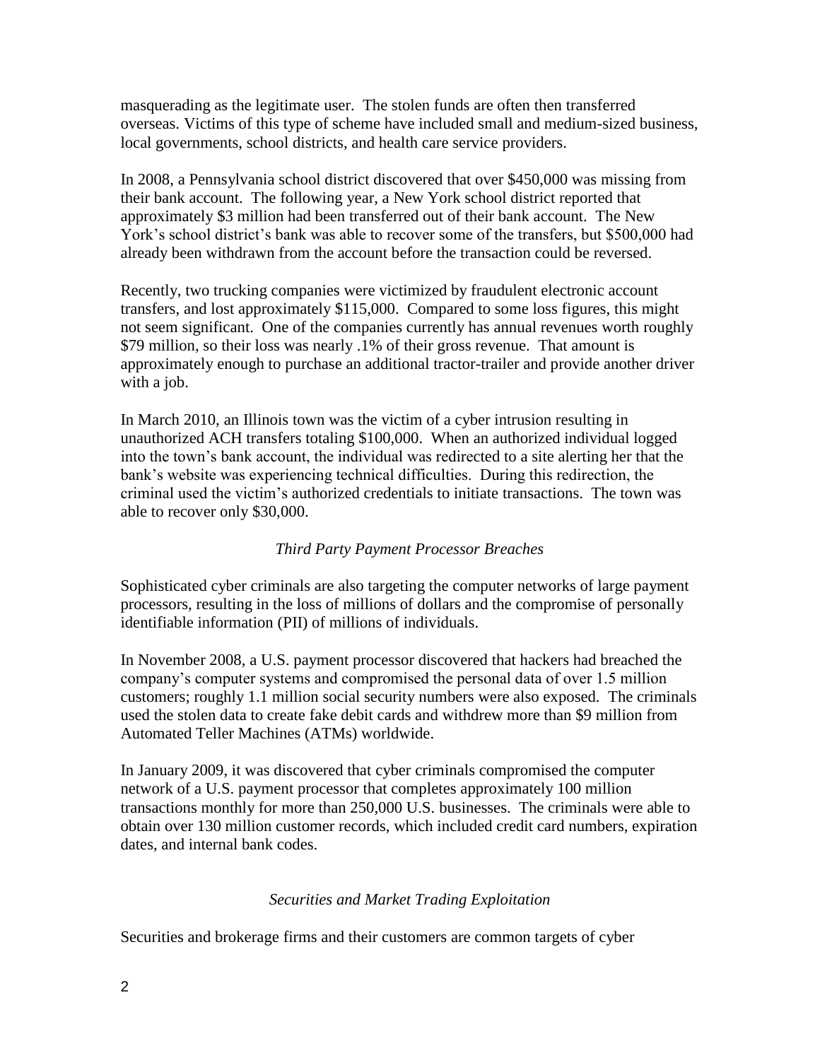masquerading as the legitimate user. The stolen funds are often then transferred overseas. Victims of this type of scheme have included small and medium-sized business, local governments, school districts, and health care service providers.

In 2008, a Pennsylvania school district discovered that over $450,000 was missing from their bank account. The following year, a New York school district reported that approximately $3 million had been transferred out of their bank account. The New York's school district's bank was able to recover some of the transfers, but $500,000 had already been withdrawn from the account before the transaction could be reversed.

Recently, two trucking companies were victimized by fraudulent electronic account transfers, and lost approximately $115,000. Compared to some loss figures, this might not seem significant. One of the companies currently has annual revenues worth roughly $79 million, so their loss was nearly .1% of their gross revenue. That amount is approximately enough to purchase an additional tractor-trailer and provide another driver with a job.

In March 2010, an Illinois town was the victim of a cyber intrusion resulting in unauthorized ACH transfers totaling $100,000. When an authorized individual logged into the town's bank account, the individual was redirected to a site alerting her that the bank's website was experiencing technical difficulties. During this redirection, the criminal used the victim's authorized credentials to initiate transactions. The town was able to recover only $30,000.

*Third Party Payment Processor Breaches*

Sophisticated cyber criminals are also targeting the computer networks of large payment processors, resulting in the loss of millions of dollars and the compromise of personally identifiable information (PII) of millions of individuals.

In November 2008, a U.S. payment processor discovered that hackers had breached the company's computer systems and compromised the personal data of over 1.5 million customers; roughly 1.1 million social security numbers were also exposed. The criminals used the stolen data to create fake debit cards and withdrew more than $9 million from Automated Teller Machines (ATMs) worldwide.

In January 2009, it was discovered that cyber criminals compromised the computer network of a U.S. payment processor that completes approximately 100 million transactions monthly for more than 250,000 U.S. businesses. The criminals were able to obtain over 130 million customer records, which included credit card numbers, expiration dates, and internal bank codes.

*Securities and Market Trading Exploitation*

Securities and brokerage firms and their customers are common targets of cyber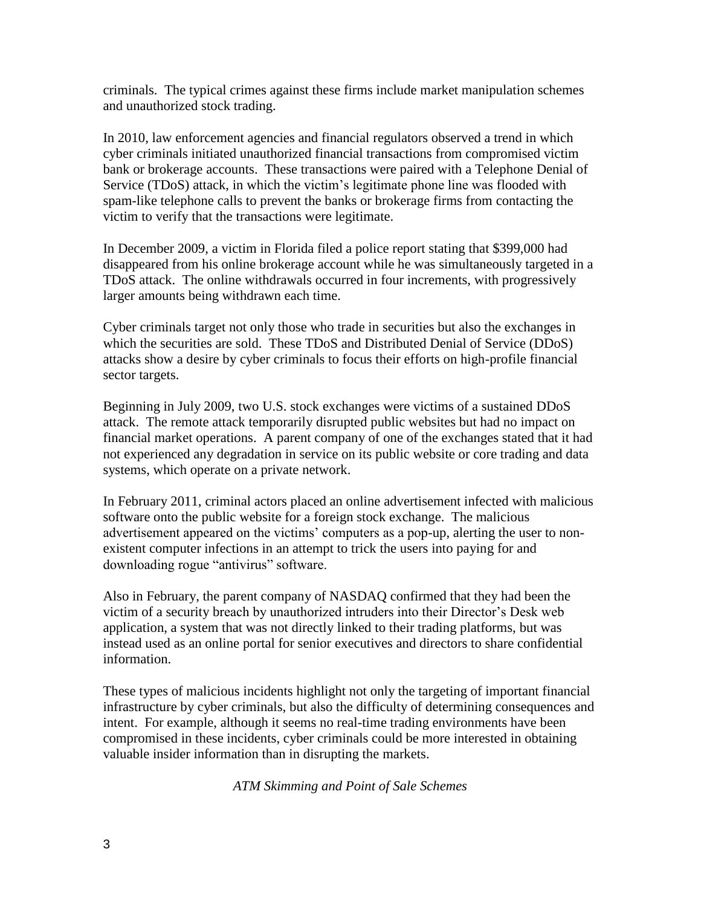criminals. The typical crimes against these firms include market manipulation schemes and unauthorized stock trading.

In 2010, law enforcement agencies and financial regulators observed a trend in which cyber criminals initiated unauthorized financial transactions from compromised victim bank or brokerage accounts. These transactions were paired with a Telephone Denial of Service (TDoS) attack, in which the victim's legitimate phone line was flooded with spam-like telephone calls to prevent the banks or brokerage firms from contacting the victim to verify that the transactions were legitimate.

In December 2009, a victim in Florida filed a police report stating that $399,000 had disappeared from his online brokerage account while he was simultaneously targeted in a TDoS attack. The online withdrawals occurred in four increments, with progressively larger amounts being withdrawn each time.

Cyber criminals target not only those who trade in securities but also the exchanges in which the securities are sold. These TDoS and Distributed Denial of Service (DDoS) attacks show a desire by cyber criminals to focus their efforts on high-profile financial sector targets.

Beginning in July 2009, two U.S. stock exchanges were victims of a sustained DDoS attack. The remote attack temporarily disrupted public websites but had no impact on financial market operations. A parent company of one of the exchanges stated that it had not experienced any degradation in service on its public website or core trading and data systems, which operate on a private network.

In February 2011, criminal actors placed an online advertisement infected with malicious software onto the public website for a foreign stock exchange. The malicious advertisement appeared on the victims' computers as a pop-up, alerting the user to non-existent computer infections in an attempt to trick the users into paying for and downloading rogue "antivirus" software.

Also in February, the parent company of NASDAQ confirmed that they had been the victim of a security breach by unauthorized intruders into their Director's Desk web application, a system that was not directly linked to their trading platforms, but was instead used as an online portal for senior executives and directors to share confidential information.

These types of malicious incidents highlight not only the targeting of important financial infrastructure by cyber criminals, but also the difficulty of determining consequences and intent. For example, although it seems no real-time trading environments have been compromised in these incidents, cyber criminals could be more interested in obtaining valuable insider information than in disrupting the markets.

*ATM Skimming and Point of Sale Schemes*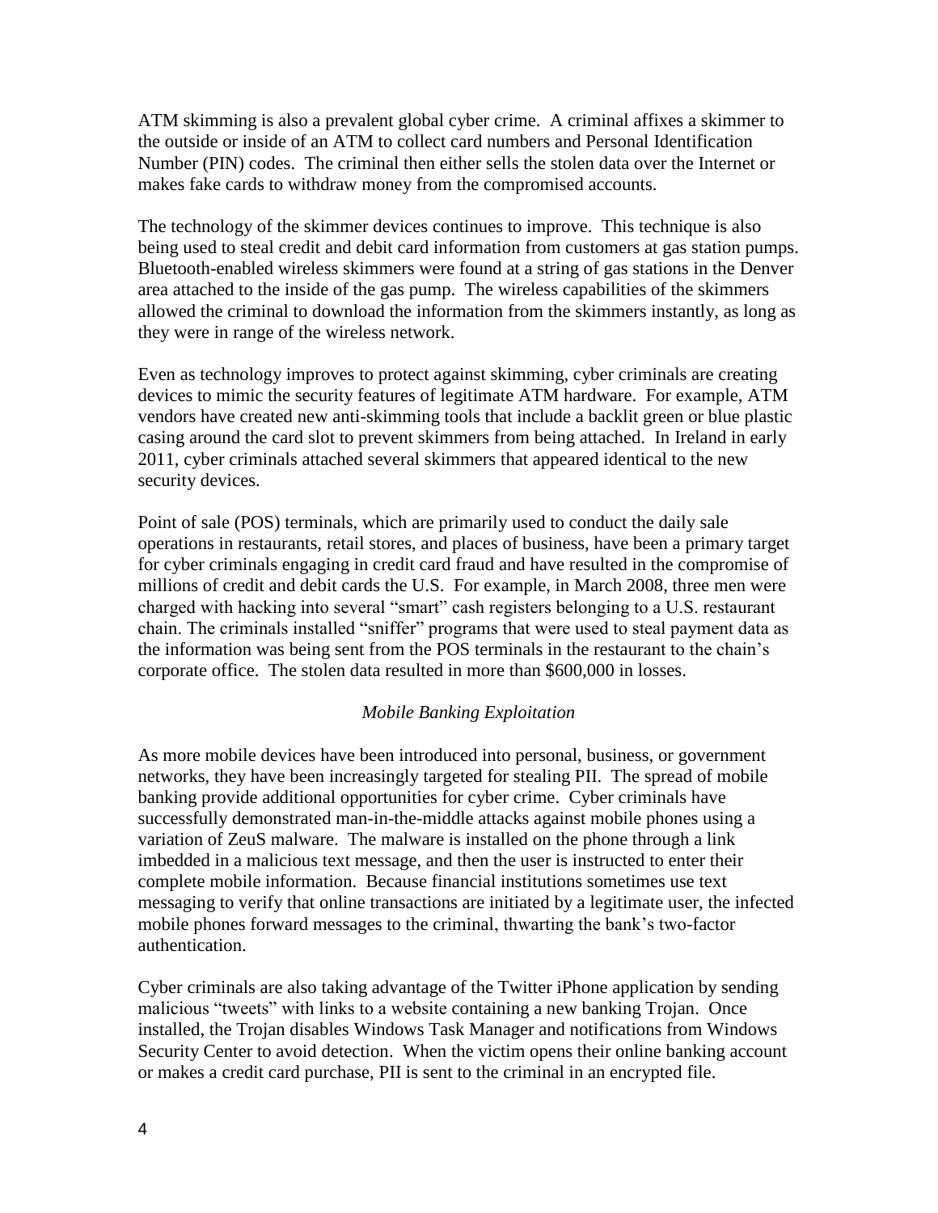ATM skimming is also a prevalent global cyber crime. A criminal affixes a skimmer to the outside or inside of an ATM to collect card numbers and Personal Identification Number (PIN) codes. The criminal then either sells the stolen data over the Internet or makes fake cards to withdraw money from the compromised accounts.

The technology of the skimmer devices continues to improve. This technique is also being used to steal credit and debit card information from customers at gas station pumps. Bluetooth-enabled wireless skimmers were found at a string of gas stations in the Denver area attached to the inside of the gas pump. The wireless capabilities of the skimmers allowed the criminal to download the information from the skimmers instantly, as long as they were in range of the wireless network.

Even as technology improves to protect against skimming, cyber criminals are creating devices to mimic the security features of legitimate ATM hardware. For example, ATM vendors have created new anti-skimming tools that include a backlit green or blue plastic casing around the card slot to prevent skimmers from being attached. In Ireland in early 2011, cyber criminals attached several skimmers that appeared identical to the new security devices.

Point of sale (POS) terminals, which are primarily used to conduct the daily sale operations in restaurants, retail stores, and places of business, have been a primary target for cyber criminals engaging in credit card fraud and have resulted in the compromise of millions of credit and debit cards the U.S. For example, in March 2008, three men were charged with hacking into several "smart" cash registers belonging to a U.S. restaurant chain. The criminals installed "sniffer" programs that were used to steal payment data as the information was being sent from the POS terminals in the restaurant to the chain's corporate office. The stolen data resulted in more than $600,000 in losses.

*Mobile Banking Exploitation*

As more mobile devices have been introduced into personal, business, or government networks, they have been increasingly targeted for stealing PII. The spread of mobile banking provide additional opportunities for cyber crime. Cyber criminals have successfully demonstrated man-in-the-middle attacks against mobile phones using a variation of ZeuS malware. The malware is installed on the phone through a link imbedded in a malicious text message, and then the user is instructed to enter their complete mobile information. Because financial institutions sometimes use text messaging to verify that online transactions are initiated by a legitimate user, the infected mobile phones forward messages to the criminal, thwarting the bank's two-factor authentication.

Cyber criminals are also taking advantage of the Twitter iPhone application by sending malicious "tweets" with links to a website containing a new banking Trojan. Once installed, the Trojan disables Windows Task Manager and notifications from Windows Security Center to avoid detection. When the victim opens their online banking account or makes a credit card purchase, PII is sent to the criminal in an encrypted file.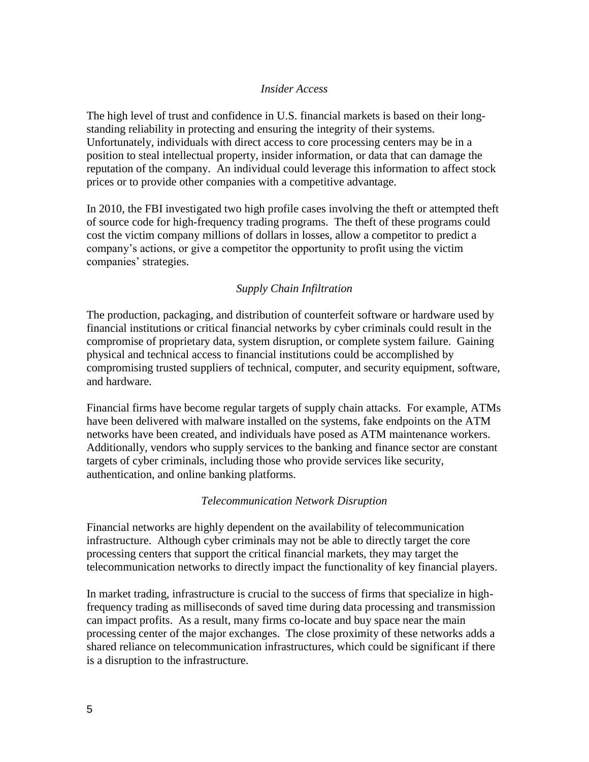### *Insider Access*

The high level of trust and confidence in U.S. financial markets is based on their long-standing reliability in protecting and ensuring the integrity of their systems. Unfortunately, individuals with direct access to core processing centers may be in a position to steal intellectual property, insider information, or data that can damage the reputation of the company. An individual could leverage this information to affect stock prices or to provide other companies with a competitive advantage.

In 2010, the FBI investigated two high profile cases involving the theft or attempted theft of source code for high-frequency trading programs. The theft of these programs could cost the victim company millions of dollars in losses, allow a competitor to predict a company's actions, or give a competitor the opportunity to profit using the victim companies' strategies.

### *Supply Chain Infiltration*

The production, packaging, and distribution of counterfeit software or hardware used by financial institutions or critical financial networks by cyber criminals could result in the compromise of proprietary data, system disruption, or complete system failure. Gaining physical and technical access to financial institutions could be accomplished by compromising trusted suppliers of technical, computer, and security equipment, software, and hardware.

Financial firms have become regular targets of supply chain attacks. For example, ATMs have been delivered with malware installed on the systems, fake endpoints on the ATM networks have been created, and individuals have posed as ATM maintenance workers. Additionally, vendors who supply services to the banking and finance sector are constant targets of cyber criminals, including those who provide services like security, authentication, and online banking platforms.

### *Telecommunication Network Disruption*

Financial networks are highly dependent on the availability of telecommunication infrastructure. Although cyber criminals may not be able to directly target the core processing centers that support the critical financial markets, they may target the telecommunication networks to directly impact the functionality of key financial players.

In market trading, infrastructure is crucial to the success of firms that specialize in high-frequency trading as milliseconds of saved time during data processing and transmission can impact profits. As a result, many firms co-locate and buy space near the main processing center of the major exchanges. The close proximity of these networks adds a shared reliance on telecommunication infrastructures, which could be significant if there is a disruption to the infrastructure.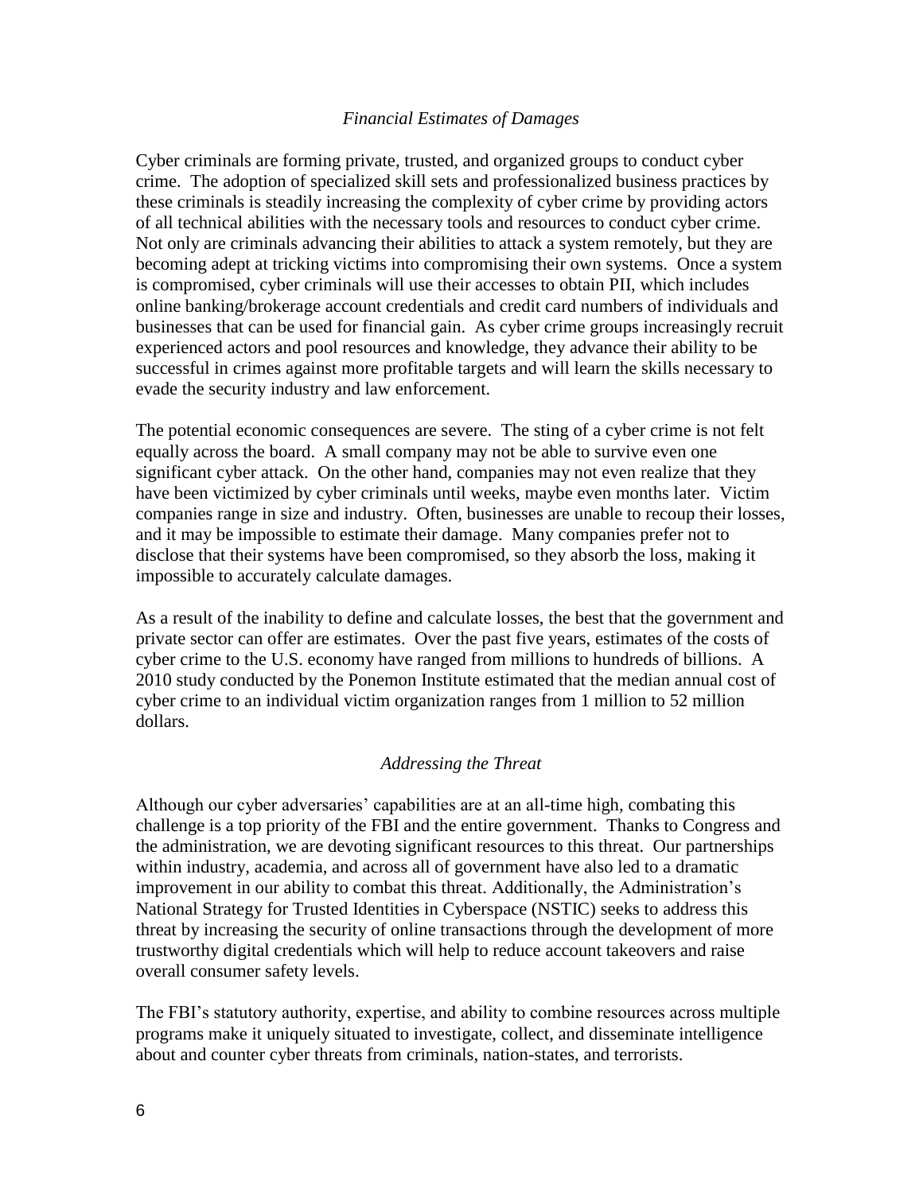### *Financial Estimates of Damages*

Cyber criminals are forming private, trusted, and organized groups to conduct cyber crime. The adoption of specialized skill sets and professionalized business practices by these criminals is steadily increasing the complexity of cyber crime by providing actors of all technical abilities with the necessary tools and resources to conduct cyber crime. Not only are criminals advancing their abilities to attack a system remotely, but they are becoming adept at tricking victims into compromising their own systems. Once a system is compromised, cyber criminals will use their accesses to obtain PII, which includes online banking/brokerage account credentials and credit card numbers of individuals and businesses that can be used for financial gain. As cyber crime groups increasingly recruit experienced actors and pool resources and knowledge, they advance their ability to be successful in crimes against more profitable targets and will learn the skills necessary to evade the security industry and law enforcement.

The potential economic consequences are severe. The sting of a cyber crime is not felt equally across the board. A small company may not be able to survive even one significant cyber attack. On the other hand, companies may not even realize that they have been victimized by cyber criminals until weeks, maybe even months later. Victim companies range in size and industry. Often, businesses are unable to recoup their losses, and it may be impossible to estimate their damage. Many companies prefer not to disclose that their systems have been compromised, so they absorb the loss, making it impossible to accurately calculate damages.

As a result of the inability to define and calculate losses, the best that the government and private sector can offer are estimates. Over the past five years, estimates of the costs of cyber crime to the U.S. economy have ranged from millions to hundreds of billions. A 2010 study conducted by the Ponemon Institute estimated that the median annual cost of cyber crime to an individual victim organization ranges from 1 million to 52 million dollars.

### *Addressing the Threat*

Although our cyber adversaries' capabilities are at an all-time high, combating this challenge is a top priority of the FBI and the entire government. Thanks to Congress and the administration, we are devoting significant resources to this threat. Our partnerships within industry, academia, and across all of government have also led to a dramatic improvement in our ability to combat this threat. Additionally, the Administration's National Strategy for Trusted Identities in Cyberspace (NSTIC) seeks to address this threat by increasing the security of online transactions through the development of more trustworthy digital credentials which will help to reduce account takeovers and raise overall consumer safety levels.

The FBI's statutory authority, expertise, and ability to combine resources across multiple programs make it uniquely situated to investigate, collect, and disseminate intelligence about and counter cyber threats from criminals, nation-states, and terrorists.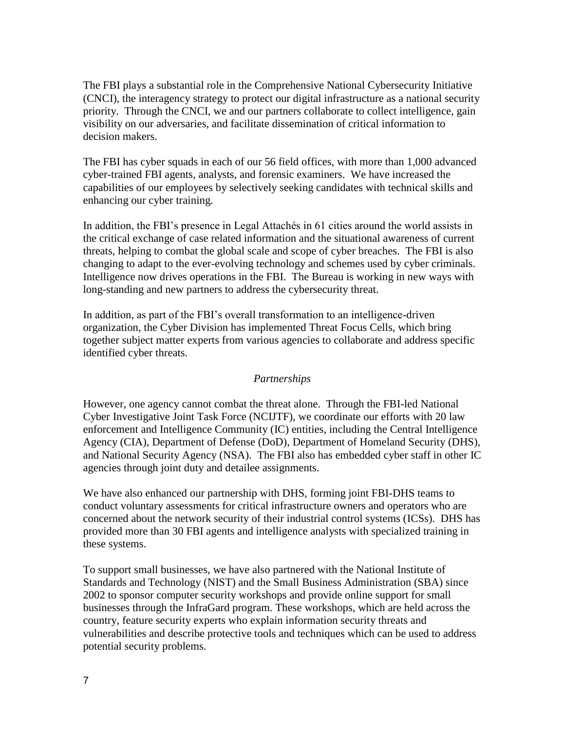The FBI plays a substantial role in the Comprehensive National Cybersecurity Initiative (CNCI), the interagency strategy to protect our digital infrastructure as a national security priority. Through the CNCI, we and our partners collaborate to collect intelligence, gain visibility on our adversaries, and facilitate dissemination of critical information to decision makers.

The FBI has cyber squads in each of our 56 field offices, with more than 1,000 advanced cyber-trained FBI agents, analysts, and forensic examiners. We have increased the capabilities of our employees by selectively seeking candidates with technical skills and enhancing our cyber training.

In addition, the FBI's presence in Legal Attachés in 61 cities around the world assists in the critical exchange of case related information and the situational awareness of current threats, helping to combat the global scale and scope of cyber breaches. The FBI is also changing to adapt to the ever-evolving technology and schemes used by cyber criminals. Intelligence now drives operations in the FBI. The Bureau is working in new ways with long-standing and new partners to address the cybersecurity threat.

In addition, as part of the FBI's overall transformation to an intelligence-driven organization, the Cyber Division has implemented Threat Focus Cells, which bring together subject matter experts from various agencies to collaborate and address specific identified cyber threats.

*Partnerships*

However, one agency cannot combat the threat alone. Through the FBI-led National Cyber Investigative Joint Task Force (NCIJTF), we coordinate our efforts with 20 law enforcement and Intelligence Community (IC) entities, including the Central Intelligence Agency (CIA), Department of Defense (DoD), Department of Homeland Security (DHS), and National Security Agency (NSA). The FBI also has embedded cyber staff in other IC agencies through joint duty and detailee assignments.

We have also enhanced our partnership with DHS, forming joint FBI-DHS teams to conduct voluntary assessments for critical infrastructure owners and operators who are concerned about the network security of their industrial control systems (ICSs). DHS has provided more than 30 FBI agents and intelligence analysts with specialized training in these systems.

To support small businesses, we have also partnered with the National Institute of Standards and Technology (NIST) and the Small Business Administration (SBA) since 2002 to sponsor computer security workshops and provide online support for small businesses through the InfraGard program. These workshops, which are held across the country, feature security experts who explain information security threats and vulnerabilities and describe protective tools and techniques which can be used to address potential security problems.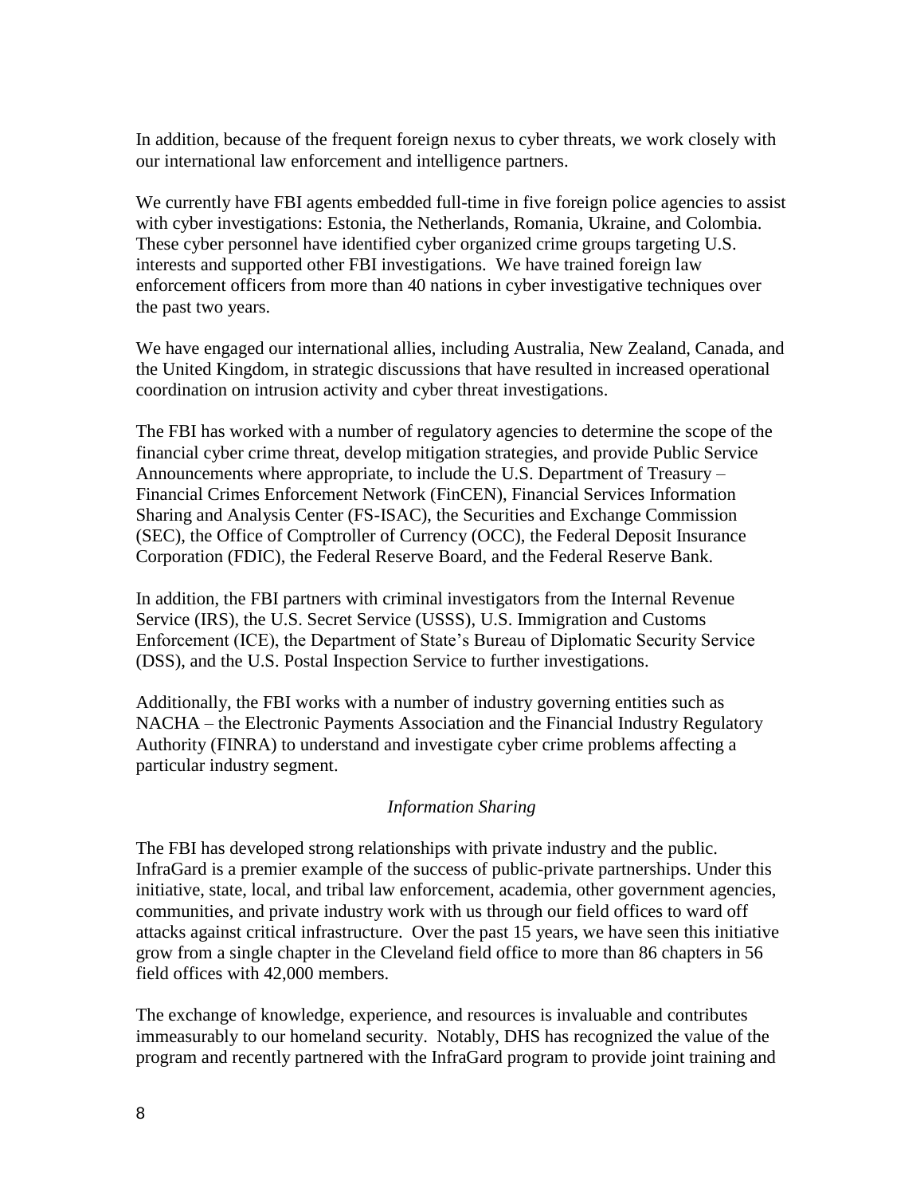In addition, because of the frequent foreign nexus to cyber threats, we work closely with our international law enforcement and intelligence partners.

We currently have FBI agents embedded full-time in five foreign police agencies to assist with cyber investigations: Estonia, the Netherlands, Romania, Ukraine, and Colombia. These cyber personnel have identified cyber organized crime groups targeting U.S. interests and supported other FBI investigations. We have trained foreign law enforcement officers from more than 40 nations in cyber investigative techniques over the past two years.

We have engaged our international allies, including Australia, New Zealand, Canada, and the United Kingdom, in strategic discussions that have resulted in increased operational coordination on intrusion activity and cyber threat investigations.

The FBI has worked with a number of regulatory agencies to determine the scope of the financial cyber crime threat, develop mitigation strategies, and provide Public Service Announcements where appropriate, to include the U.S. Department of Treasury – Financial Crimes Enforcement Network (FinCEN), Financial Services Information Sharing and Analysis Center (FS-ISAC), the Securities and Exchange Commission (SEC), the Office of Comptroller of Currency (OCC), the Federal Deposit Insurance Corporation (FDIC), the Federal Reserve Board, and the Federal Reserve Bank.

In addition, the FBI partners with criminal investigators from the Internal Revenue Service (IRS), the U.S. Secret Service (USSS), U.S. Immigration and Customs Enforcement (ICE), the Department of State's Bureau of Diplomatic Security Service (DSS), and the U.S. Postal Inspection Service to further investigations.

Additionally, the FBI works with a number of industry governing entities such as NACHA – the Electronic Payments Association and the Financial Industry Regulatory Authority (FINRA) to understand and investigate cyber crime problems affecting a particular industry segment.

*Information Sharing*

The FBI has developed strong relationships with private industry and the public. InfraGard is a premier example of the success of public-private partnerships. Under this initiative, state, local, and tribal law enforcement, academia, other government agencies, communities, and private industry work with us through our field offices to ward off attacks against critical infrastructure. Over the past 15 years, we have seen this initiative grow from a single chapter in the Cleveland field office to more than 86 chapters in 56 field offices with 42,000 members.

The exchange of knowledge, experience, and resources is invaluable and contributes immeasurably to our homeland security. Notably, DHS has recognized the value of the program and recently partnered with the InfraGard program to provide joint training and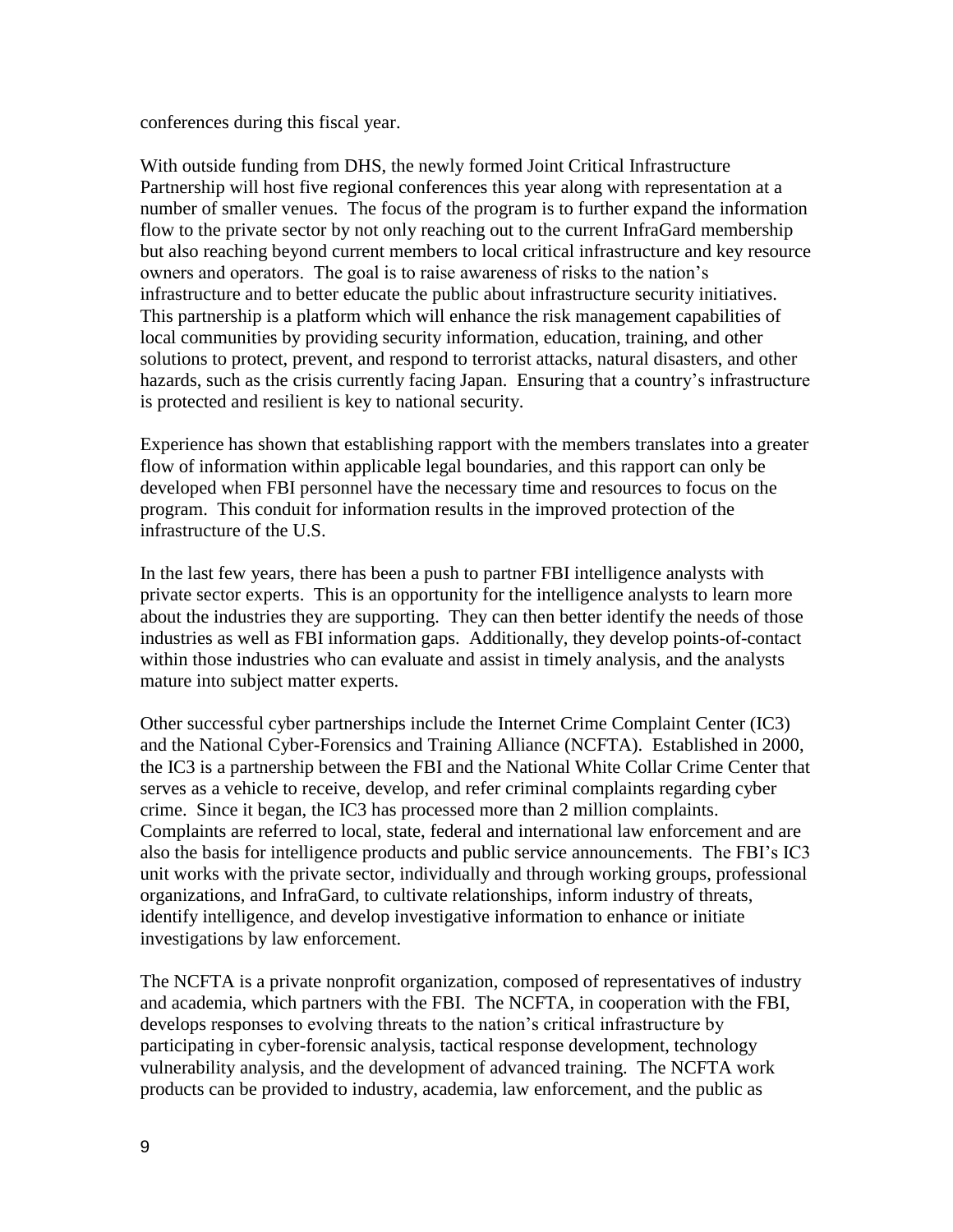conferences during this fiscal year.

With outside funding from DHS, the newly formed Joint Critical Infrastructure Partnership will host five regional conferences this year along with representation at a number of smaller venues. The focus of the program is to further expand the information flow to the private sector by not only reaching out to the current InfraGard membership but also reaching beyond current members to local critical infrastructure and key resource owners and operators. The goal is to raise awareness of risks to the nation's infrastructure and to better educate the public about infrastructure security initiatives. This partnership is a platform which will enhance the risk management capabilities of local communities by providing security information, education, training, and other solutions to protect, prevent, and respond to terrorist attacks, natural disasters, and other hazards, such as the crisis currently facing Japan. Ensuring that a country's infrastructure is protected and resilient is key to national security.

Experience has shown that establishing rapport with the members translates into a greater flow of information within applicable legal boundaries, and this rapport can only be developed when FBI personnel have the necessary time and resources to focus on the program. This conduit for information results in the improved protection of the infrastructure of the U.S.

In the last few years, there has been a push to partner FBI intelligence analysts with private sector experts. This is an opportunity for the intelligence analysts to learn more about the industries they are supporting. They can then better identify the needs of those industries as well as FBI information gaps. Additionally, they develop points-of-contact within those industries who can evaluate and assist in timely analysis, and the analysts mature into subject matter experts.

Other successful cyber partnerships include the Internet Crime Complaint Center (IC3) and the National Cyber-Forensics and Training Alliance (NCFTA). Established in 2000, the IC3 is a partnership between the FBI and the National White Collar Crime Center that serves as a vehicle to receive, develop, and refer criminal complaints regarding cyber crime. Since it began, the IC3 has processed more than 2 million complaints. Complaints are referred to local, state, federal and international law enforcement and are also the basis for intelligence products and public service announcements. The FBI's IC3 unit works with the private sector, individually and through working groups, professional organizations, and InfraGard, to cultivate relationships, inform industry of threats, identify intelligence, and develop investigative information to enhance or initiate investigations by law enforcement.

The NCFTA is a private nonprofit organization, composed of representatives of industry and academia, which partners with the FBI. The NCFTA, in cooperation with the FBI, develops responses to evolving threats to the nation's critical infrastructure by participating in cyber-forensic analysis, tactical response development, technology vulnerability analysis, and the development of advanced training. The NCFTA work products can be provided to industry, academia, law enforcement, and the public as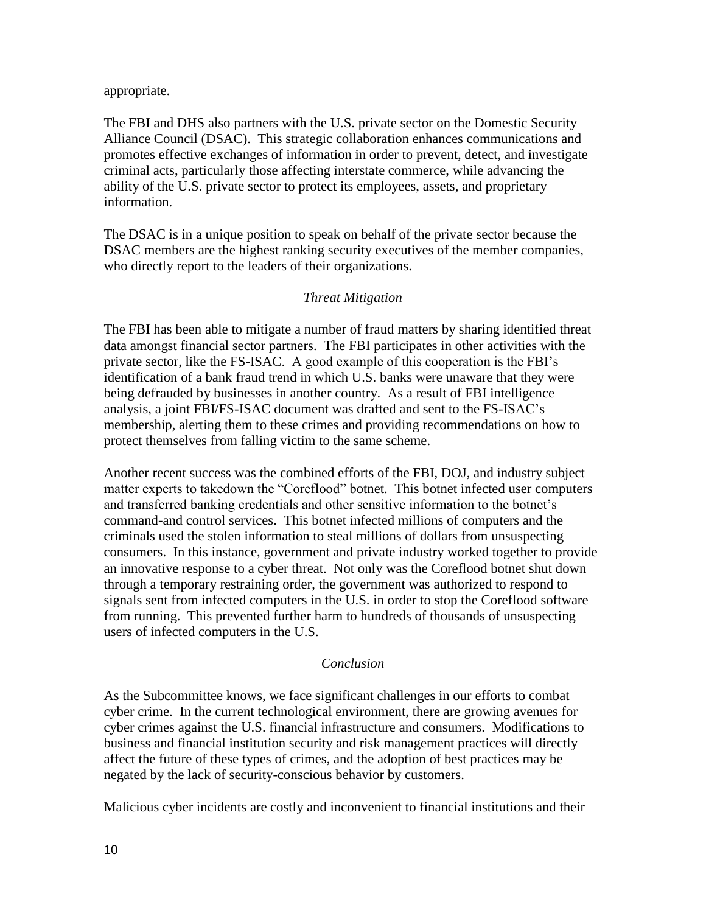appropriate.

The FBI and DHS also partners with the U.S. private sector on the Domestic Security Alliance Council (DSAC). This strategic collaboration enhances communications and promotes effective exchanges of information in order to prevent, detect, and investigate criminal acts, particularly those affecting interstate commerce, while advancing the ability of the U.S. private sector to protect its employees, assets, and proprietary information.

The DSAC is in a unique position to speak on behalf of the private sector because the DSAC members are the highest ranking security executives of the member companies, who directly report to the leaders of their organizations.

*Threat Mitigation*

The FBI has been able to mitigate a number of fraud matters by sharing identified threat data amongst financial sector partners. The FBI participates in other activities with the private sector, like the FS-ISAC. A good example of this cooperation is the FBI's identification of a bank fraud trend in which U.S. banks were unaware that they were being defrauded by businesses in another country. As a result of FBI intelligence analysis, a joint FBI/FS-ISAC document was drafted and sent to the FS-ISAC's membership, alerting them to these crimes and providing recommendations on how to protect themselves from falling victim to the same scheme.

Another recent success was the combined efforts of the FBI, DOJ, and industry subject matter experts to takedown the "Coreflood" botnet. This botnet infected user computers and transferred banking credentials and other sensitive information to the botnet's command-and control services. This botnet infected millions of computers and the criminals used the stolen information to steal millions of dollars from unsuspecting consumers. In this instance, government and private industry worked together to provide an innovative response to a cyber threat. Not only was the Coreflood botnet shut down through a temporary restraining order, the government was authorized to respond to signals sent from infected computers in the U.S. in order to stop the Coreflood software from running. This prevented further harm to hundreds of thousands of unsuspecting users of infected computers in the U.S.

*Conclusion*

As the Subcommittee knows, we face significant challenges in our efforts to combat cyber crime. In the current technological environment, there are growing avenues for cyber crimes against the U.S. financial infrastructure and consumers. Modifications to business and financial institution security and risk management practices will directly affect the future of these types of crimes, and the adoption of best practices may be negated by the lack of security-conscious behavior by customers.

Malicious cyber incidents are costly and inconvenient to financial institutions and their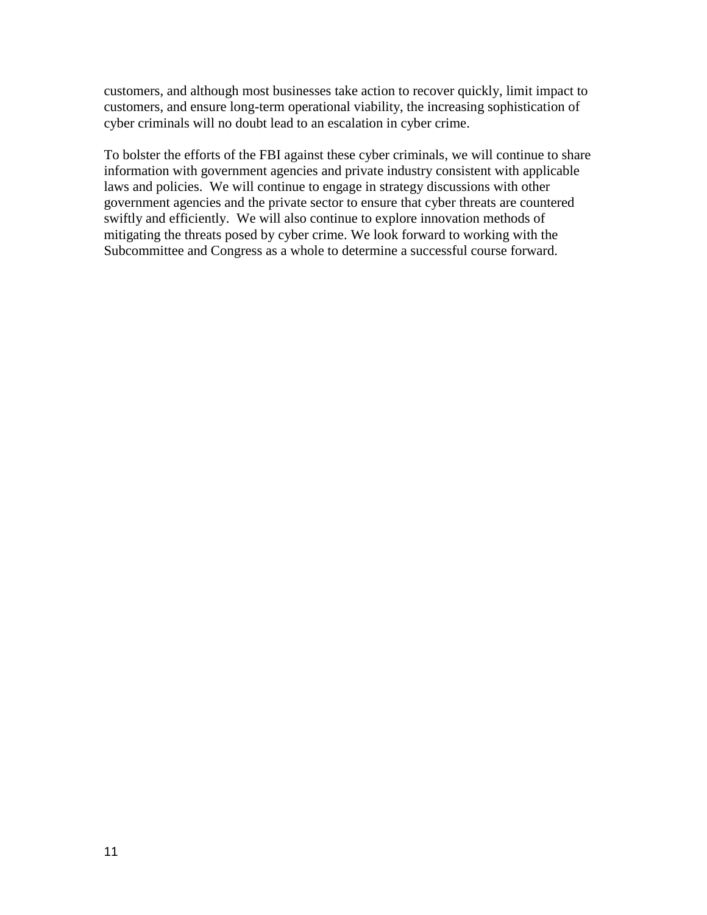customers, and although most businesses take action to recover quickly, limit impact to customers, and ensure long-term operational viability, the increasing sophistication of cyber criminals will no doubt lead to an escalation in cyber crime.

To bolster the efforts of the FBI against these cyber criminals, we will continue to share information with government agencies and private industry consistent with applicable laws and policies. We will continue to engage in strategy discussions with other government agencies and the private sector to ensure that cyber threats are countered swiftly and efficiently. We will also continue to explore innovation methods of mitigating the threats posed by cyber crime. We look forward to working with the Subcommittee and Congress as a whole to determine a successful course forward.